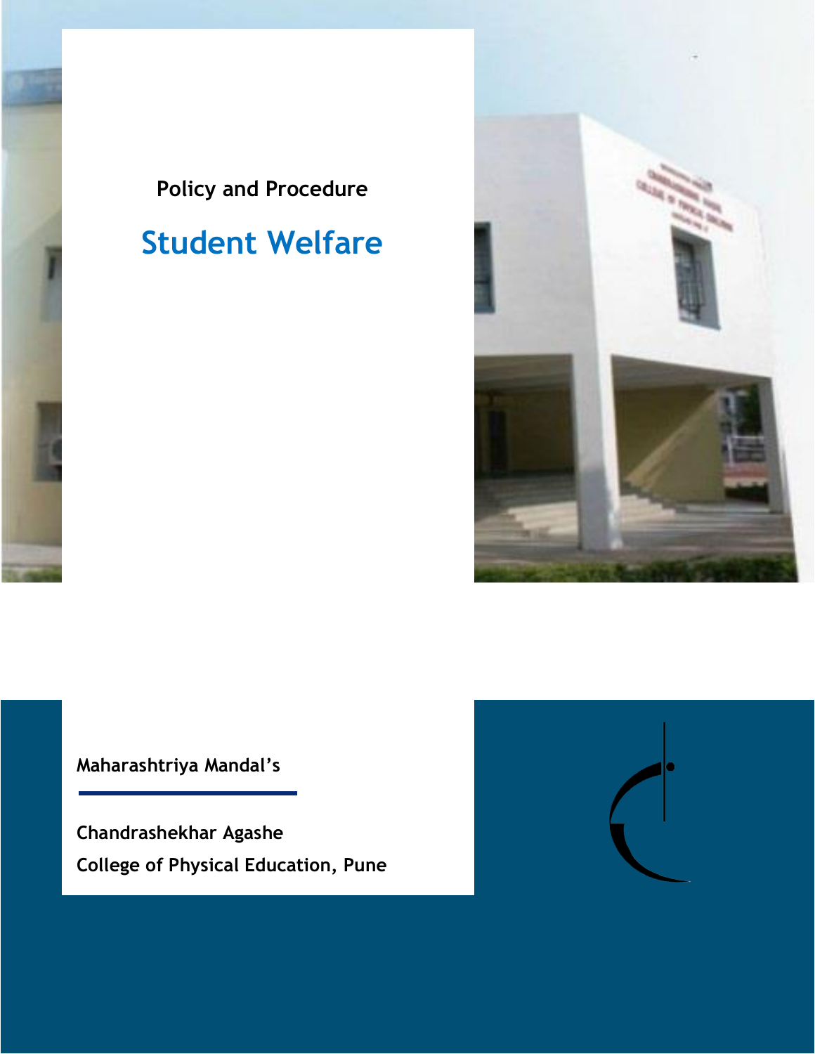Policy and Procedure

# Student Welfare

**Maharashtriya Mandal's**

**Chandrashekhar Agashe**
**College of Physical Education, Pune**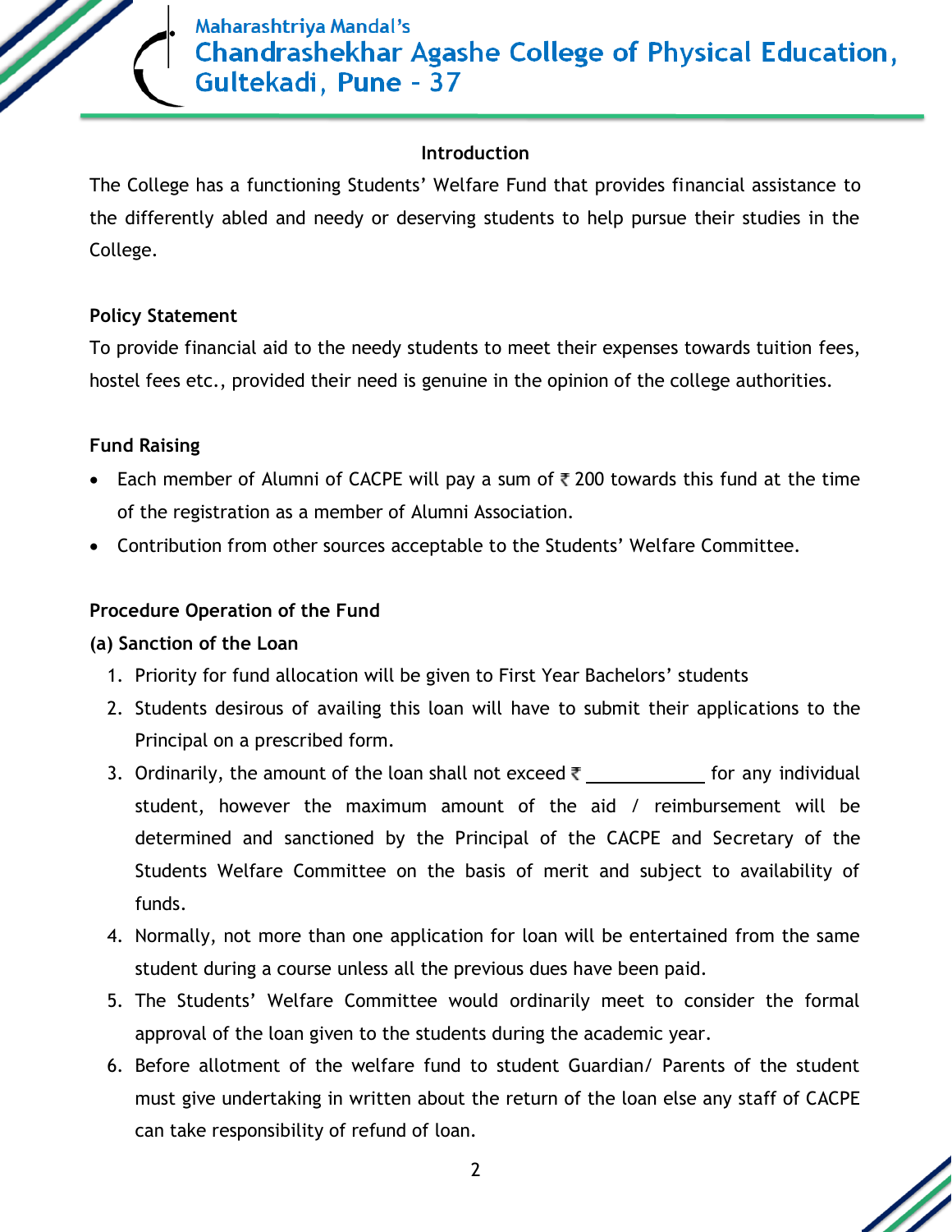**Introduction**

The College has a functioning Students' Welfare Fund that provides financial assistance to the differently abled and needy or deserving students to help pursue their studies in the College.

**Policy Statement**

To provide financial aid to the needy students to meet their expenses towards tuition fees, hostel fees etc., provided their need is genuine in the opinion of the college authorities.

**Fund Raising**

- Each member of Alumni of CACPE will pay a sum of ₹ 200 towards this fund at the time of the registration as a member of Alumni Association.
- Contribution from other sources acceptable to the Students' Welfare Committee.

**Procedure Operation of the Fund**

**(a) Sanction of the Loan**

1. Priority for fund allocation will be given to First Year Bachelors' students
2. Students desirous of availing this loan will have to submit their applications to the Principal on a prescribed form.
3. Ordinarily, the amount of the loan shall not exceed ₹ ____________ for any individual student, however the maximum amount of the aid / reimbursement will be determined and sanctioned by the Principal of the CACPE and Secretary of the Students Welfare Committee on the basis of merit and subject to availability of funds.
4. Normally, not more than one application for loan will be entertained from the same student during a course unless all the previous dues have been paid.
5. The Students' Welfare Committee would ordinarily meet to consider the formal approval of the loan given to the students during the academic year.
6. Before allotment of the welfare fund to student Guardian/ Parents of the student must give undertaking in written about the return of the loan else any staff of CACPE can take responsibility of refund of loan.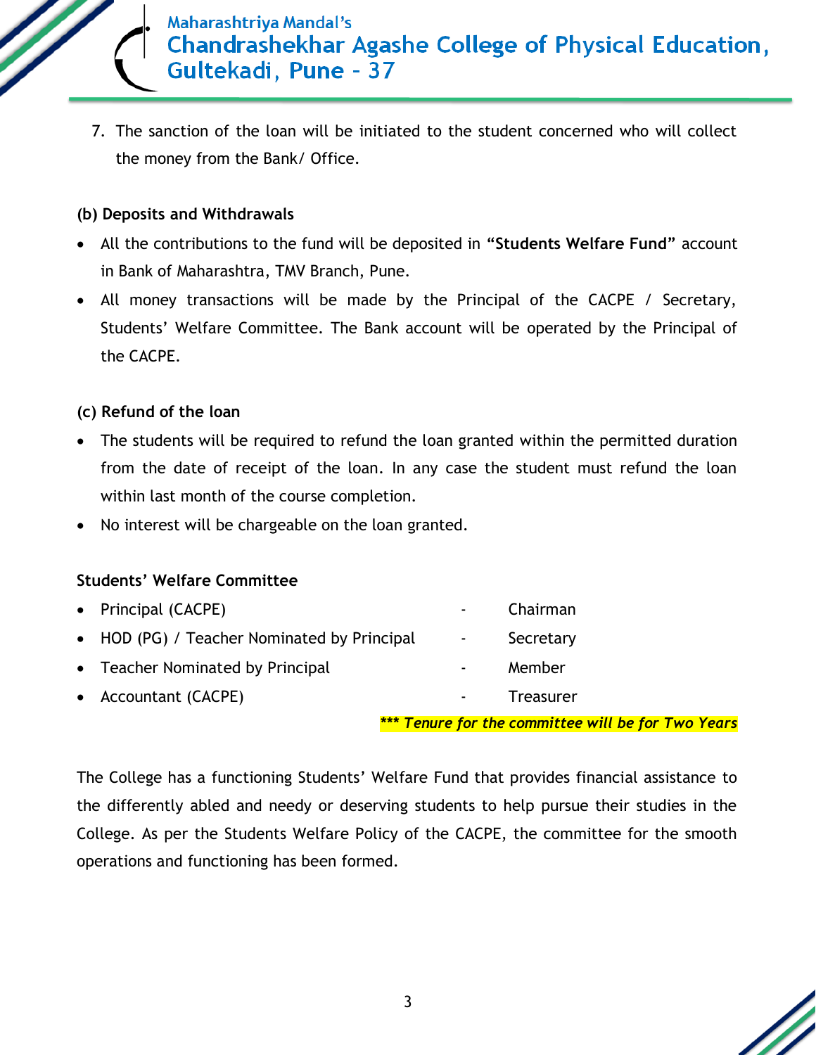7. The sanction of the loan will be initiated to the student concerned who will collect the money from the Bank/ Office.

**(b) Deposits and Withdrawals**

- All the contributions to the fund will be deposited in **"Students Welfare Fund"** account in Bank of Maharashtra, TMV Branch, Pune.
- All money transactions will be made by the Principal of the CACPE / Secretary, Students' Welfare Committee. The Bank account will be operated by the Principal of the CACPE.

**(c) Refund of the loan**

- The students will be required to refund the loan granted within the permitted duration from the date of receipt of the loan. In any case the student must refund the loan within last month of the course completion.
- No interest will be chargeable on the loan granted.

**Students' Welfare Committee**

- Principal (CACPE) - Chairman
- HOD (PG) / Teacher Nominated by Principal - Secretary
- Teacher Nominated by Principal - Member
- Accountant (CACPE) - Treasurer

***\*\*\* Tenure for the committee will be for Two Years***

The College has a functioning Students' Welfare Fund that provides financial assistance to the differently abled and needy or deserving students to help pursue their studies in the College. As per the Students Welfare Policy of the CACPE, the committee for the smooth operations and functioning has been formed.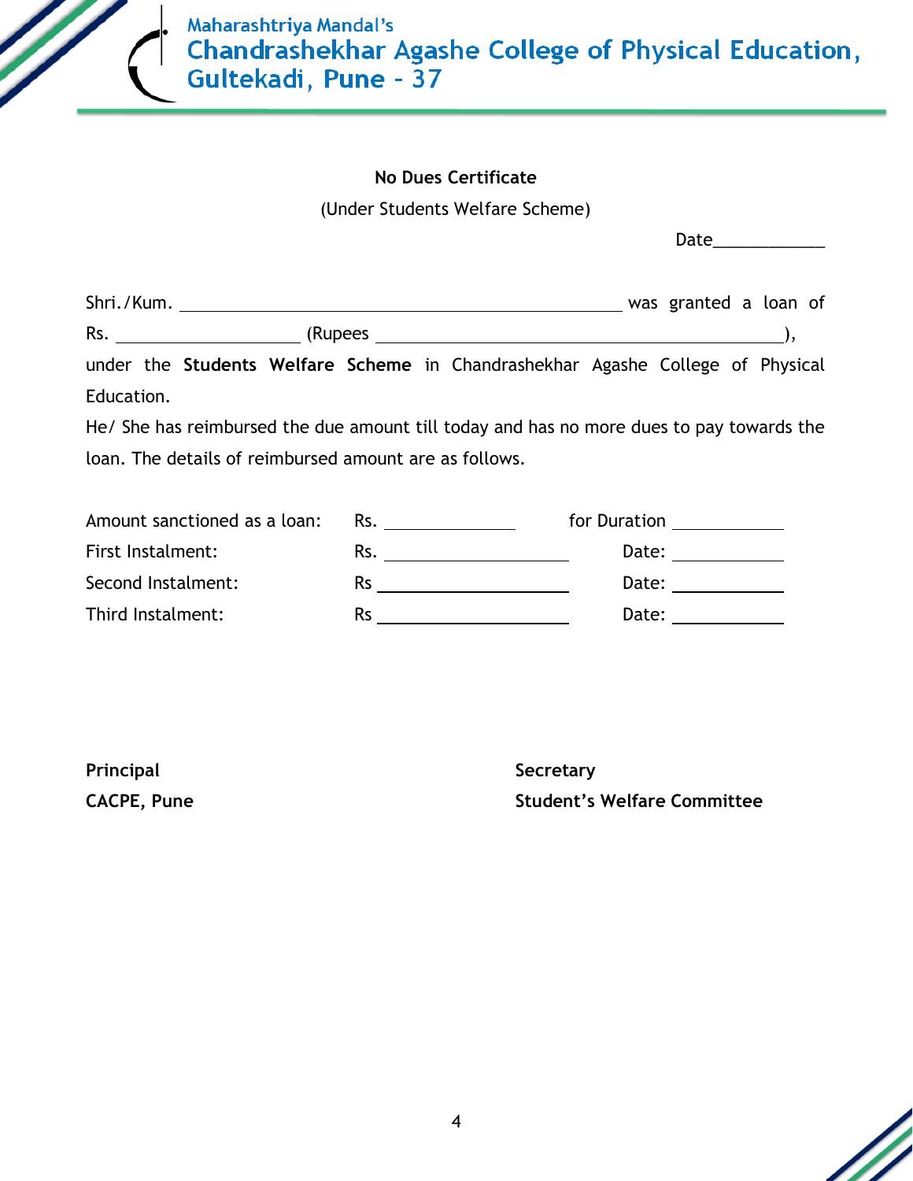Maharashtriya Mandal's

Chandrashekhar Agashe College of Physical Education, Gultekadi, Pune – 37

**No Dues Certificate**

(Under Students Welfare Scheme)

Date____________

Shri./Kum. ________________________________________________ was granted a loan of Rs. ____________________ (Rupees ____________________________________________), under the **Students Welfare Scheme** in Chandrashekhar Agashe College of Physical Education.

He/ She has reimbursed the due amount till today and has no more dues to pay towards the loan. The details of reimbursed amount are as follows.

| | | |
|---|---|---|
| Amount sanctioned as a loan: | Rs. ______________ | for Duration ____________ |
| First Instalment: | Rs. ____________________ | Date: ____________ |
| Second Instalment: | Rs ____________________ | Date: ____________ |
| Third Instalment: | Rs ____________________ | Date: ____________ |

**Principal**
**CACPE, Pune**

**Secretary**
**Student's Welfare Committee**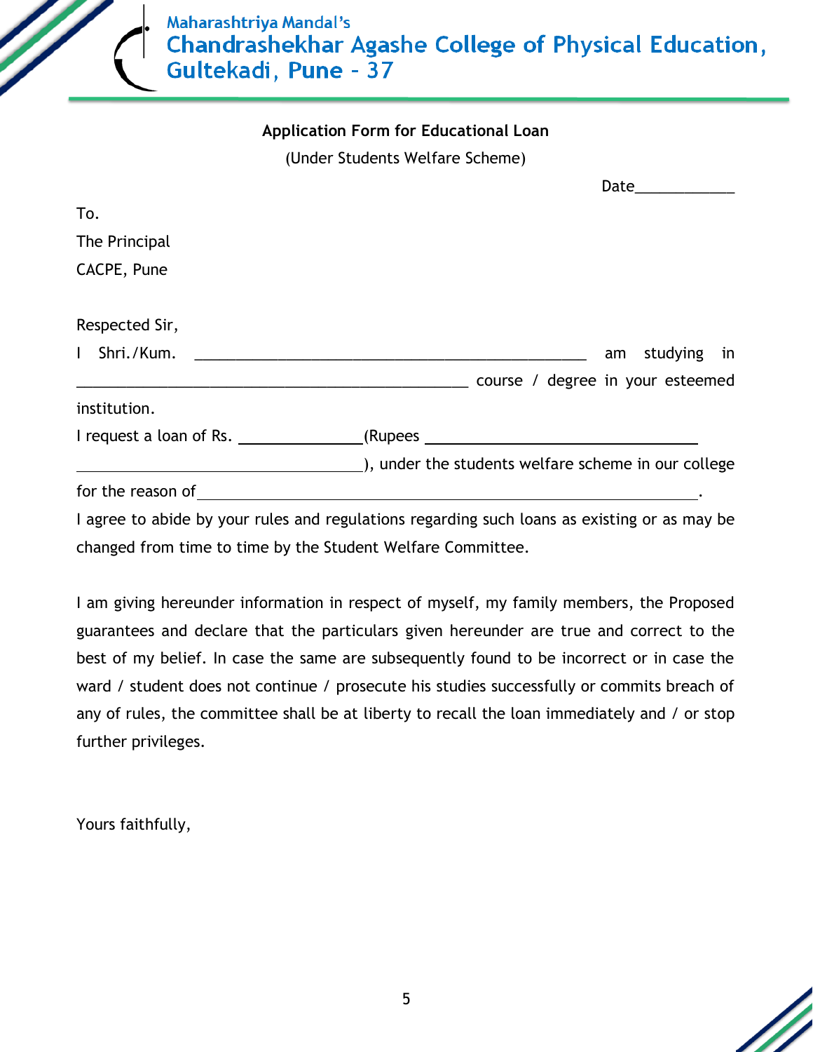**Application Form for Educational Loan**

(Under Students Welfare Scheme)

Date____________

To.

The Principal

CACPE, Pune

Respected Sir,

I Shri./Kum. ________________________________________________ am studying in ________________________________________________ course / degree in your esteemed institution.

I request a loan of Rs. _______________(Rupees __________________________________ __________________________________), under the students welfare scheme in our college for the reason of_____________________________________________________________.

I agree to abide by your rules and regulations regarding such loans as existing or as may be changed from time to time by the Student Welfare Committee.

I am giving hereunder information in respect of myself, my family members, the Proposed guarantees and declare that the particulars given hereunder are true and correct to the best of my belief. In case the same are subsequently found to be incorrect or in case the ward / student does not continue / prosecute his studies successfully or commits breach of any of rules, the committee shall be at liberty to recall the loan immediately and / or stop further privileges.

Yours faithfully,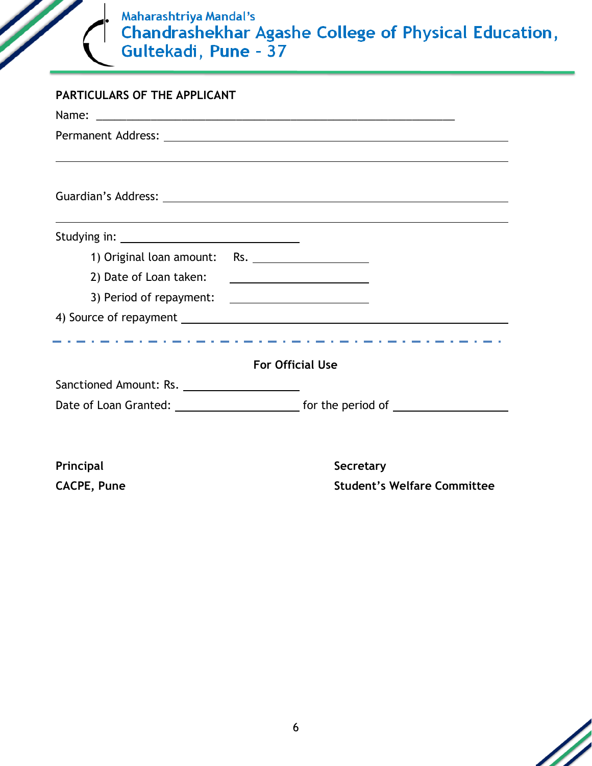**PARTICULARS OF THE APPLICANT**

Name: ____________________________________________________________

Permanent Address: ____________________________________________________

______________________________________________________________________

Guardian's Address: ____________________________________________________

______________________________________________________________________

Studying in: ______________________________

1) Original loan amount: Rs. ____________________

2) Date of Loan taken: ____________________

3) Period of repayment: ____________________

4) Source of repayment ________________________________________________

---

**For Official Use**

Sanctioned Amount: Rs. ____________________

Date of Loan Granted: ____________________ for the period of ____________________

**Principal**
**CACPE, Pune**

**Secretary**
**Student's Welfare Committee**